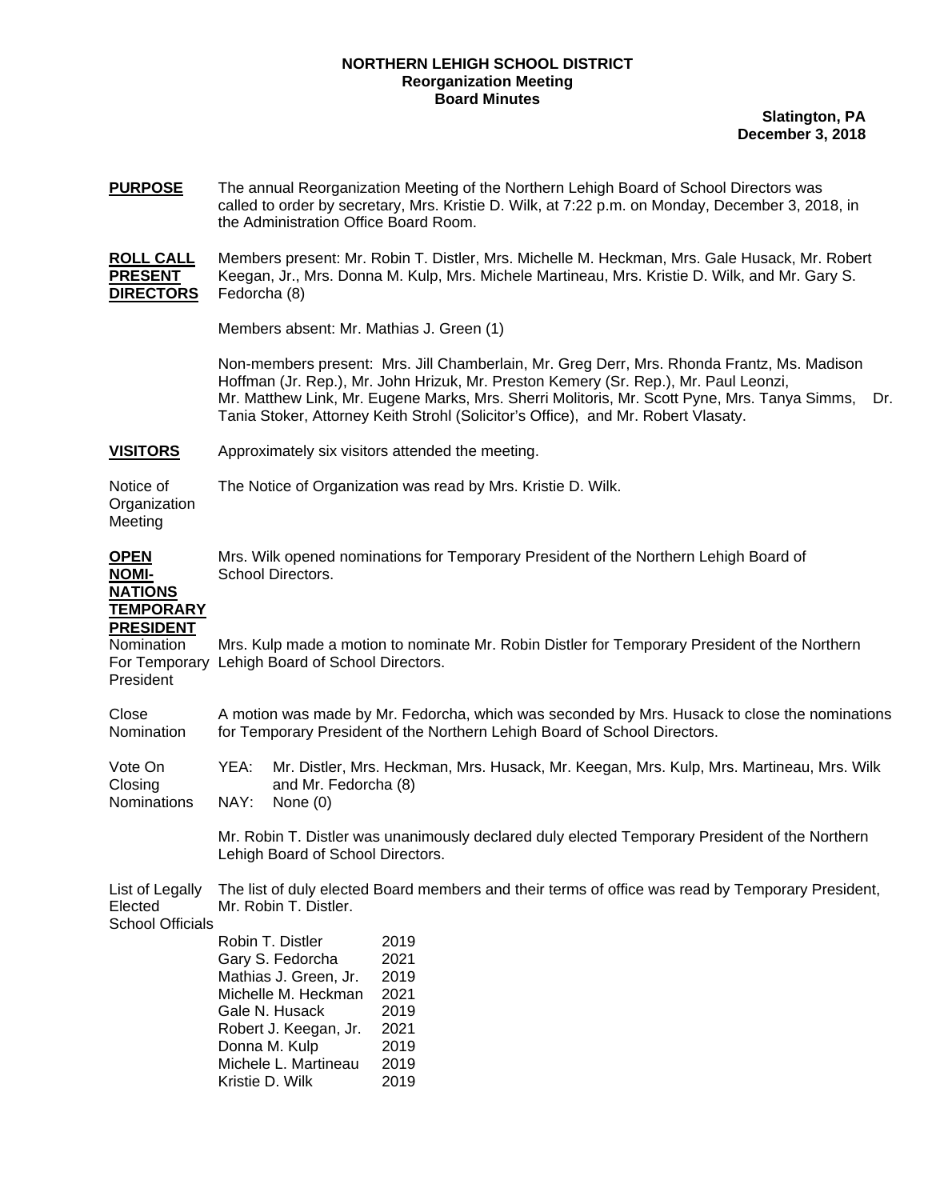**NORTHERN LEHIGH SCHOOL DISTRICT**
**Reorganization Meeting**
**Board Minutes**

**Slatington, PA**
**December 3, 2018**

**PURPOSE** The annual Reorganization Meeting of the Northern Lehigh Board of School Directors was called to order by secretary, Mrs. Kristie D. Wilk, at 7:22 p.m. on Monday, December 3, 2018, in the Administration Office Board Room.

**ROLL CALL PRESENT DIRECTORS** Members present: Mr. Robin T. Distler, Mrs. Michelle M. Heckman, Mrs. Gale Husack, Mr. Robert Keegan, Jr., Mrs. Donna M. Kulp, Mrs. Michele Martineau, Mrs. Kristie D. Wilk, and Mr. Gary S. Fedorcha (8)

Members absent: Mr. Mathias J. Green (1)

Non-members present: Mrs. Jill Chamberlain, Mr. Greg Derr, Mrs. Rhonda Frantz, Ms. Madison Hoffman (Jr. Rep.), Mr. John Hrizuk, Mr. Preston Kemery (Sr. Rep.), Mr. Paul Leonzi, Mr. Matthew Link, Mr. Eugene Marks, Mrs. Sherri Molitoris, Mr. Scott Pyne, Mrs. Tanya Simms, Dr. Tania Stoker, Attorney Keith Strohl (Solicitor's Office), and Mr. Robert Vlasaty.

**VISITORS** Approximately six visitors attended the meeting.

Notice of Organization Meeting — The Notice of Organization was read by Mrs. Kristie D. Wilk.

**OPEN NOMINATIONS TEMPORARY PRESIDENT** Mrs. Wilk opened nominations for Temporary President of the Northern Lehigh Board of School Directors.

Nomination For Temporary President — Mrs. Kulp made a motion to nominate Mr. Robin Distler for Temporary President of the Northern Lehigh Board of School Directors.

Close Nomination — A motion was made by Mr. Fedorcha, which was seconded by Mrs. Husack to close the nominations for Temporary President of the Northern Lehigh Board of School Directors.

Vote On Closing Nominations
YEA: Mr. Distler, Mrs. Heckman, Mrs. Husack, Mr. Keegan, Mrs. Kulp, Mrs. Martineau, Mrs. Wilk and Mr. Fedorcha (8)
NAY: None (0)

Mr. Robin T. Distler was unanimously declared duly elected Temporary President of the Northern Lehigh Board of School Directors.

List of Legally Elected School Officials — The list of duly elected Board members and their terms of office was read by Temporary President, Mr. Robin T. Distler.

| Name | Term |
|---|---|
| Robin T. Distler | 2019 |
| Gary S. Fedorcha | 2021 |
| Mathias J. Green, Jr. | 2019 |
| Michelle M. Heckman | 2021 |
| Gale N. Husack | 2019 |
| Robert J. Keegan, Jr. | 2021 |
| Donna M. Kulp | 2019 |
| Michele L. Martineau | 2019 |
| Kristie D. Wilk | 2019 |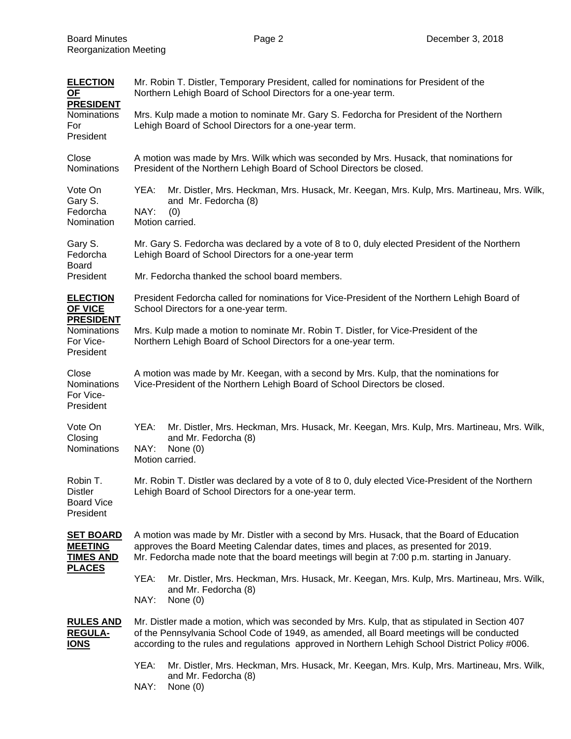**ELECTION OF PRESIDENT**

Mr. Robin T. Distler, Temporary President, called for nominations for President of the Northern Lehigh Board of School Directors for a one-year term.

Nominations For President

Mrs. Kulp made a motion to nominate Mr. Gary S. Fedorcha for President of the Northern Lehigh Board of School Directors for a one-year term.

Close Nominations

A motion was made by Mrs. Wilk which was seconded by Mrs. Husack, that nominations for President of the Northern Lehigh Board of School Directors be closed.

Vote On Gary S. Fedorcha Nomination

YEA: Mr. Distler, Mrs. Heckman, Mrs. Husack, Mr. Keegan, Mrs. Kulp, Mrs. Martineau, Mrs. Wilk, and Mr. Fedorcha (8)
NAY: (0)
Motion carried.

Gary S. Fedorcha Board President

Mr. Gary S. Fedorcha was declared by a vote of 8 to 0, duly elected President of the Northern Lehigh Board of School Directors for a one-year term

Mr. Fedorcha thanked the school board members.

**ELECTION OF VICE PRESIDENT**

President Fedorcha called for nominations for Vice-President of the Northern Lehigh Board of School Directors for a one-year term.

Nominations For Vice-President

Mrs. Kulp made a motion to nominate Mr. Robin T. Distler, for Vice-President of the Northern Lehigh Board of School Directors for a one-year term.

Close Nominations For Vice-President

A motion was made by Mr. Keegan, with a second by Mrs. Kulp, that the nominations for Vice-President of the Northern Lehigh Board of School Directors be closed.

Vote On Closing Nominations

YEA: Mr. Distler, Mrs. Heckman, Mrs. Husack, Mr. Keegan, Mrs. Kulp, Mrs. Martineau, Mrs. Wilk, and Mr. Fedorcha (8)
NAY: None (0)
Motion carried.

Robin T. Distler Board Vice President

Mr. Robin T. Distler was declared by a vote of 8 to 0, duly elected Vice-President of the Northern Lehigh Board of School Directors for a one-year term.

**SET BOARD MEETING TIMES AND PLACES**

A motion was made by Mr. Distler with a second by Mrs. Husack, that the Board of Education approves the Board Meeting Calendar dates, times and places, as presented for 2019. Mr. Fedorcha made note that the board meetings will begin at 7:00 p.m. starting in January.

YEA: Mr. Distler, Mrs. Heckman, Mrs. Husack, Mr. Keegan, Mrs. Kulp, Mrs. Martineau, Mrs. Wilk, and Mr. Fedorcha (8)
NAY: None (0)

**RULES AND REGULA-IONS**

Mr. Distler made a motion, which was seconded by Mrs. Kulp, that as stipulated in Section 407 of the Pennsylvania School Code of 1949, as amended, all Board meetings will be conducted according to the rules and regulations approved in Northern Lehigh School District Policy #006.

YEA: Mr. Distler, Mrs. Heckman, Mrs. Husack, Mr. Keegan, Mrs. Kulp, Mrs. Martineau, Mrs. Wilk, and Mr. Fedorcha (8)
NAY: None (0)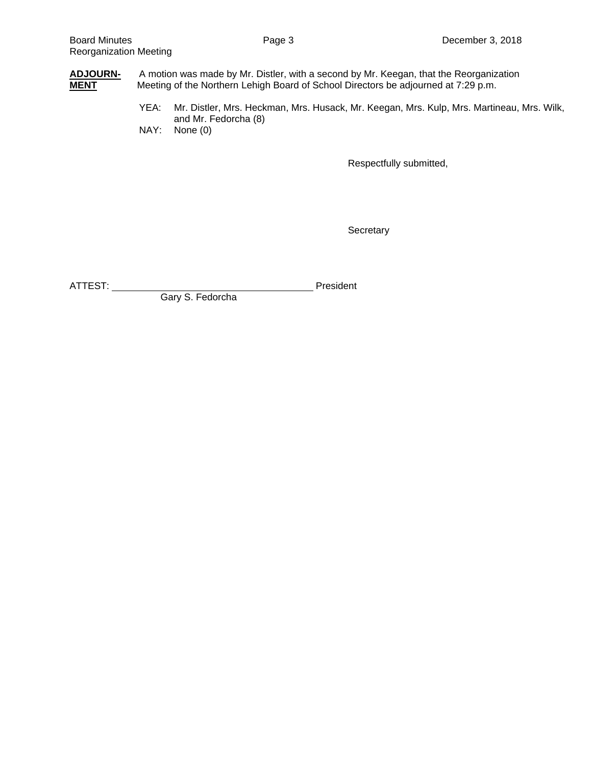**ADJOURN-MENT** A motion was made by Mr. Distler, with a second by Mr. Keegan, that the Reorganization Meeting of the Northern Lehigh Board of School Directors be adjourned at 7:29 p.m.

YEA: Mr. Distler, Mrs. Heckman, Mrs. Husack, Mr. Keegan, Mrs. Kulp, Mrs. Martineau, Mrs. Wilk, and Mr. Fedorcha (8)
NAY: None (0)

Respectfully submitted,

Secretary

ATTEST: ______________________________ President
Gary S. Fedorcha